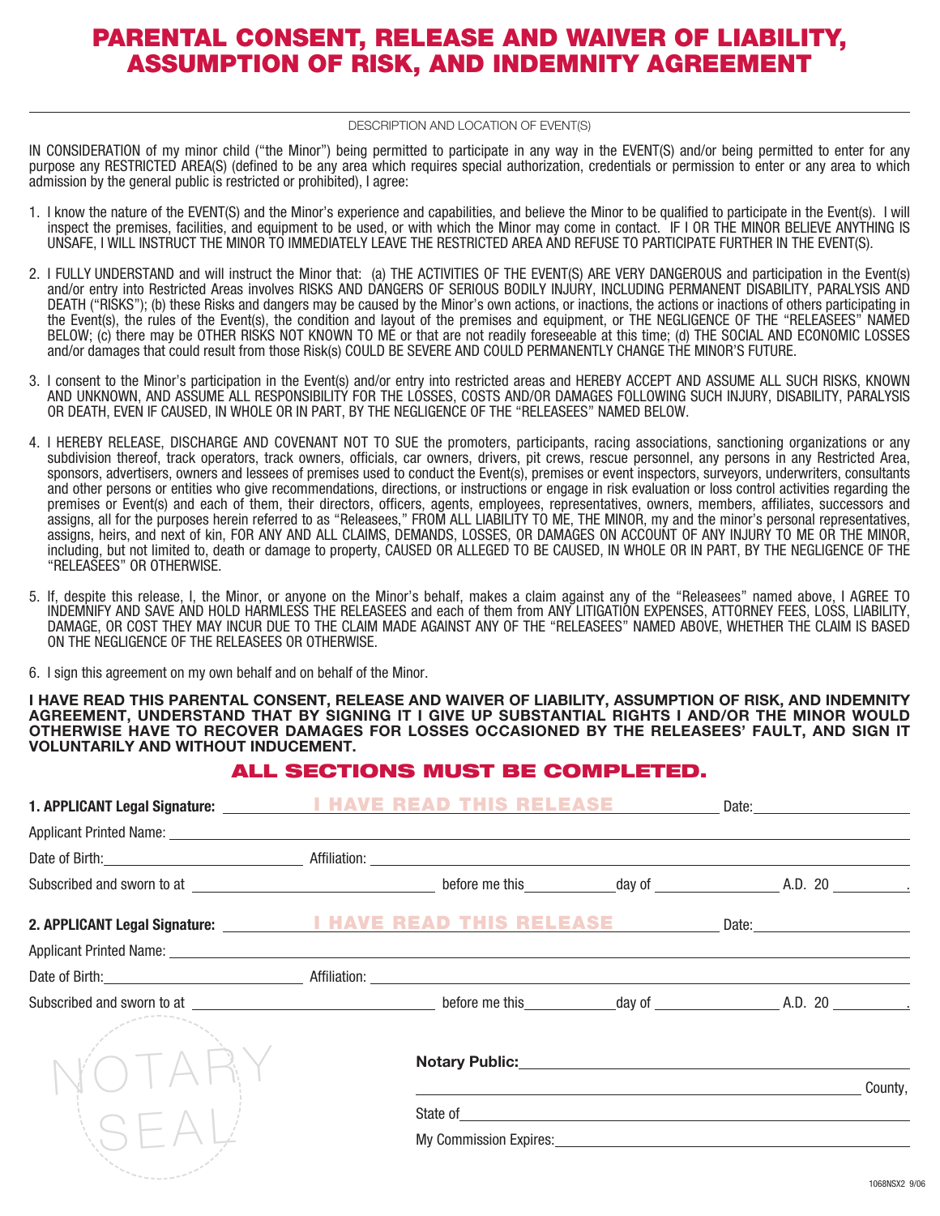# PARENTAL CONSENT, RELEASE AND WAIVER OF LIABILITY, ASSUMPTION OF RISK, AND INDEMNITY AGREEMENT

DESCRIPTION AND LOCATION OF EVENT(S)

IN CONSIDERATION of my minor child ("the Minor") being permitted to participate in any way in the EVENT(S) and/or being permitted to enter for any purpose any RESTRICTED AREA(S) (defined to be any area which requires special authorization, credentials or permission to enter or any area to which admission by the general public is restricted or prohibited), I agree:

1. I know the nature of the EVENT(S) and the Minor's experience and capabilities, and believe the Minor to be qualified to participate in the Event(s). I will inspect the premises, facilities, and equipment to be used, or with which the Minor may come in contact. IF I OR THE MINOR BELIEVE ANYTHING IS UNSAFE, I WILL INSTRUCT THE MINOR TO IMMEDIATELY LEAVE THE RESTRICTED AREA AND REFUSE TO PARTICIPATE FURTHER IN THE EVENT(S).

2. I FULLY UNDERSTAND and will instruct the Minor that: (a) THE ACTIVITIES OF THE EVENT(S) ARE VERY DANGEROUS and participation in the Event(s) and/or entry into Restricted Areas involves RISKS AND DANGERS OF SERIOUS BODILY INJURY, INCLUDING PERMANENT DISABILITY, PARALYSIS AND DEATH ("RISKS"); (b) these Risks and dangers may be caused by the Minor's own actions, or inactions, the actions or inactions of others participating in the Event(s), the rules of the Event(s), the condition and layout of the premises and equipment, or THE NEGLIGENCE OF THE "RELEASEES" NAMED BELOW; (c) there may be OTHER RISKS NOT KNOWN TO ME or that are not readily foreseeable at this time; (d) THE SOCIAL AND ECONOMIC LOSSES and/or damages that could result from those Risk(s) COULD BE SEVERE AND COULD PERMANENTLY CHANGE THE MINOR'S FUTURE.

3. I consent to the Minor's participation in the Event(s) and/or entry into restricted areas and HEREBY ACCEPT AND ASSUME ALL SUCH RISKS, KNOWN AND UNKNOWN, AND ASSUME ALL RESPONSIBILITY FOR THE LOSSES, COSTS AND/OR DAMAGES FOLLOWING SUCH INJURY, DISABILITY, PARALYSIS OR DEATH, EVEN IF CAUSED, IN WHOLE OR IN PART, BY THE NEGLIGENCE OF THE "RELEASEES" NAMED BELOW.

4. I HEREBY RELEASE, DISCHARGE AND COVENANT NOT TO SUE the promoters, participants, racing associations, sanctioning organizations or any subdivision thereof, track operators, track owners, officials, car owners, drivers, pit crews, rescue personnel, any persons in any Restricted Area, sponsors, advertisers, owners and lessees of premises used to conduct the Event(s), premises or event inspectors, surveyors, underwriters, consultants and other persons or entities who give recommendations, directions, or instructions or engage in risk evaluation or loss control activities regarding the premises or Event(s) and each of them, their directors, officers, agents, employees, representatives, owners, members, affiliates, successors and assigns, all for the purposes herein referred to as "Releasees," FROM ALL LIABILITY TO ME, THE MINOR, my and the minor's personal representatives, assigns, heirs, and next of kin, FOR ANY AND ALL CLAIMS, DEMANDS, LOSSES, OR DAMAGES ON ACCOUNT OF ANY INJURY TO ME OR THE MINOR, including, but not limited to, death or damage to property, CAUSED OR ALLEGED TO BE CAUSED, IN WHOLE OR IN PART, BY THE NEGLIGENCE OF THE "RELEASEES" OR OTHERWISE.

5. If, despite this release, I, the Minor, or anyone on the Minor's behalf, makes a claim against any of the "Releasees" named above, I AGREE TO INDEMNIFY AND SAVE AND HOLD HARMLESS THE RELEASEES and each of them from ANY LITIGATION EXPENSES, ATTORNEY FEES, LOSS, LIABILITY, DAMAGE, OR COST THEY MAY INCUR DUE TO THE CLAIM MADE AGAINST ANY OF THE "RELEASEES" NAMED ABOVE, WHETHER THE CLAIM IS BASED ON THE NEGLIGENCE OF THE RELEASEES OR OTHERWISE.

6. I sign this agreement on my own behalf and on behalf of the Minor.

**I HAVE READ THIS PARENTAL CONSENT, RELEASE AND WAIVER OF LIABILITY, ASSUMPTION OF RISK, AND INDEMNITY AGREEMENT, UNDERSTAND THAT BY SIGNING IT I GIVE UP SUBSTANTIAL RIGHTS I AND/OR THE MINOR WOULD OTHERWISE HAVE TO RECOVER DAMAGES FOR LOSSES OCCASIONED BY THE RELEASEES' FAULT, AND SIGN IT VOLUNTARILY AND WITHOUT INDUCEMENT.**

## ALL SECTIONS MUST BE COMPLETED.

**1. APPLICANT Legal Signature:** ______ I HAVE READ THIS RELEASE ______ Date: ______

Applicant Printed Name: ______

Date of Birth: ______ Affiliation: ______

Subscribed and sworn to at ______ before me this ______ day of ______ A.D. 20 ______.

**2. APPLICANT Legal Signature:** ______ I HAVE READ THIS RELEASE ______ Date: ______

Applicant Printed Name: ______

Date of Birth: ______ Affiliation: ______

Subscribed and sworn to at ______ before me this ______ day of ______ A.D. 20 ______.

NOTARY SEAL

**Notary Public:** ______

______ County,

State of ______

My Commission Expires: ______

1068NSX2 9/06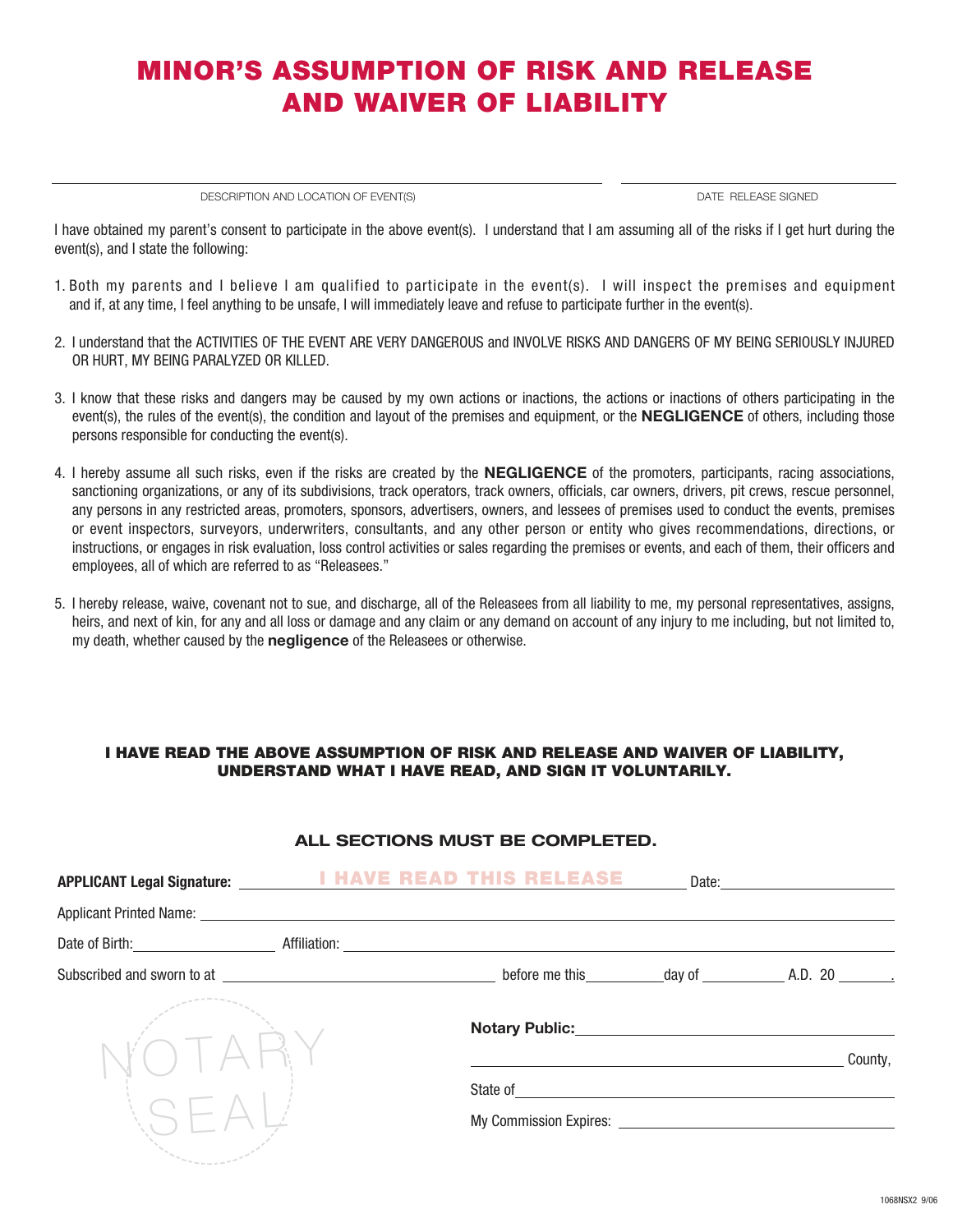# MINOR'S ASSUMPTION OF RISK AND RELEASE AND WAIVER OF LIABILITY

DESCRIPTION AND LOCATION OF EVENT(S) ______________________ DATE RELEASE SIGNED ______________

I have obtained my parent's consent to participate in the above event(s). I understand that I am assuming all of the risks if I get hurt during the event(s), and I state the following:

1. Both my parents and I believe I am qualified to participate in the event(s). I will inspect the premises and equipment and if, at any time, I feel anything to be unsafe, I will immediately leave and refuse to participate further in the event(s).

2. I understand that the ACTIVITIES OF THE EVENT ARE VERY DANGEROUS and INVOLVE RISKS AND DANGERS OF MY BEING SERIOUSLY INJURED OR HURT, MY BEING PARALYZED OR KILLED.

3. I know that these risks and dangers may be caused by my own actions or inactions, the actions or inactions of others participating in the event(s), the rules of the event(s), the condition and layout of the premises and equipment, or the **NEGLIGENCE** of others, including those persons responsible for conducting the event(s).

4. I hereby assume all such risks, even if the risks are created by the **NEGLIGENCE** of the promoters, participants, racing associations, sanctioning organizations, or any of its subdivisions, track operators, track owners, officials, car owners, drivers, pit crews, rescue personnel, any persons in any restricted areas, promoters, sponsors, advertisers, owners, and lessees of premises used to conduct the events, premises or event inspectors, surveyors, underwriters, consultants, and any other person or entity who gives recommendations, directions, or instructions, or engages in risk evaluation, loss control activities or sales regarding the premises or events, and each of them, their officers and employees, all of which are referred to as "Releasees."

5. I hereby release, waive, covenant not to sue, and discharge, all of the Releasees from all liability to me, my personal representatives, assigns, heirs, and next of kin, for any and all loss or damage and any claim or any demand on account of any injury to me including, but not limited to, my death, whether caused by the **negligence** of the Releasees or otherwise.

**I HAVE READ THE ABOVE ASSUMPTION OF RISK AND RELEASE AND WAIVER OF LIABILITY, UNDERSTAND WHAT I HAVE READ, AND SIGN IT VOLUNTARILY.**

**ALL SECTIONS MUST BE COMPLETED.**

**APPLICANT Legal Signature:** I HAVE READ THIS RELEASE ______________ Date: ______________

Applicant Printed Name: ______________________________

Date of Birth: ______________ Affiliation: ______________________________

Subscribed and sworn to at ______________ before me this ______ day of ______ A.D. 20 ______.

NOTARY SEAL

**Notary Public:** ______________________________

______________________________ County,

State of ______________________________

My Commission Expires: ______________________________

1068NSX2 9/06